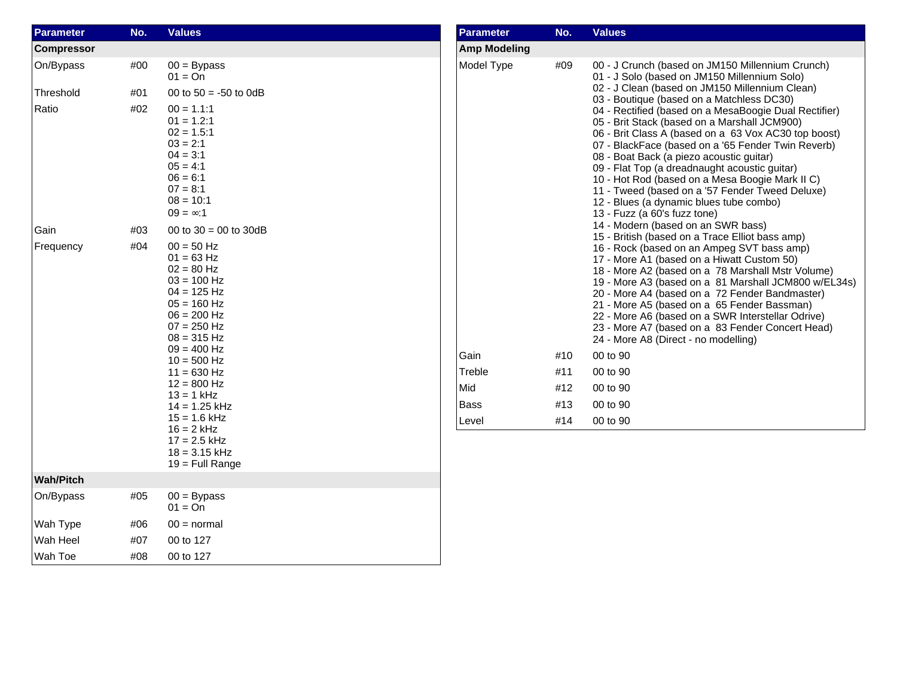| Parameter | No. | Values |
|---|---|---|
| **Compressor** | | |
| On/Bypass | #00 | 00 = Bypass<br>01 = On |
| Threshold | #01 | 00 to 50 = -50 to 0dB |
| Ratio | #02 | 00 = 1.1:1<br>01 = 1.2:1<br>02 = 1.5:1<br>03 = 2:1<br>04 = 3:1<br>05 = 4:1<br>06 = 6:1<br>07 = 8:1<br>08 = 10:1<br>09 = ∞:1 |
| Gain | #03 | 00 to 30 = 00 to 30dB |
| Frequency | #04 | 00 = 50 Hz<br>01 = 63 Hz<br>02 = 80 Hz<br>03 = 100 Hz<br>04 = 125 Hz<br>05 = 160 Hz<br>06 = 200 Hz<br>07 = 250 Hz<br>08 = 315 Hz<br>09 = 400 Hz<br>10 = 500 Hz<br>11 = 630 Hz<br>12 = 800 Hz<br>13 = 1 kHz<br>14 = 1.25 kHz<br>15 = 1.6 kHz<br>16 = 2 kHz<br>17 = 2.5 kHz<br>18 = 3.15 kHz<br>19 = Full Range |
| **Wah/Pitch** | | |
| On/Bypass | #05 | 00 = Bypass<br>01 = On |
| Wah Type | #06 | 00 = normal |
| Wah Heel | #07 | 00 to 127 |
| Wah Toe | #08 | 00 to 127 |

| Parameter | No. | Values |
|---|---|---|
| **Amp Modeling** | | |
| Model Type | #09 | 00 - J Crunch (based on JM150 Millennium Crunch)<br>01 - J Solo (based on JM150 Millennium Solo)<br>02 - J Clean (based on JM150 Millennium Clean)<br>03 - Boutique (based on a Matchless DC30)<br>04 - Rectified (based on a MesaBoogie Dual Rectifier)<br>05 - Brit Stack (based on a Marshall JCM900)<br>06 - Brit Class A (based on a 63 Vox AC30 top boost)<br>07 - BlackFace (based on a '65 Fender Twin Reverb)<br>08 - Boat Back (a piezo acoustic guitar)<br>09 - Flat Top (a dreadnaught acoustic guitar)<br>10 - Hot Rod (based on a Mesa Boogie Mark II C)<br>11 - Tweed (based on a '57 Fender Tweed Deluxe)<br>12 - Blues (a dynamic blues tube combo)<br>13 - Fuzz (a 60's fuzz tone)<br>14 - Modern (based on an SWR bass)<br>15 - British (based on a Trace Elliot bass amp)<br>16 - Rock (based on an Ampeg SVT bass amp)<br>17 - More A1 (based on a Hiwatt Custom 50)<br>18 - More A2 (based on a 78 Marshall Mstr Volume)<br>19 - More A3 (based on a 81 Marshall JCM800 w/EL34s)<br>20 - More A4 (based on a 72 Fender Bandmaster)<br>21 - More A5 (based on a 65 Fender Bassman)<br>22 - More A6 (based on a SWR Interstellar Odrive)<br>23 - More A7 (based on a 83 Fender Concert Head)<br>24 - More A8 (Direct - no modelling) |
| Gain | #10 | 00 to 90 |
| Treble | #11 | 00 to 90 |
| Mid | #12 | 00 to 90 |
| Bass | #13 | 00 to 90 |
| Level | #14 | 00 to 90 |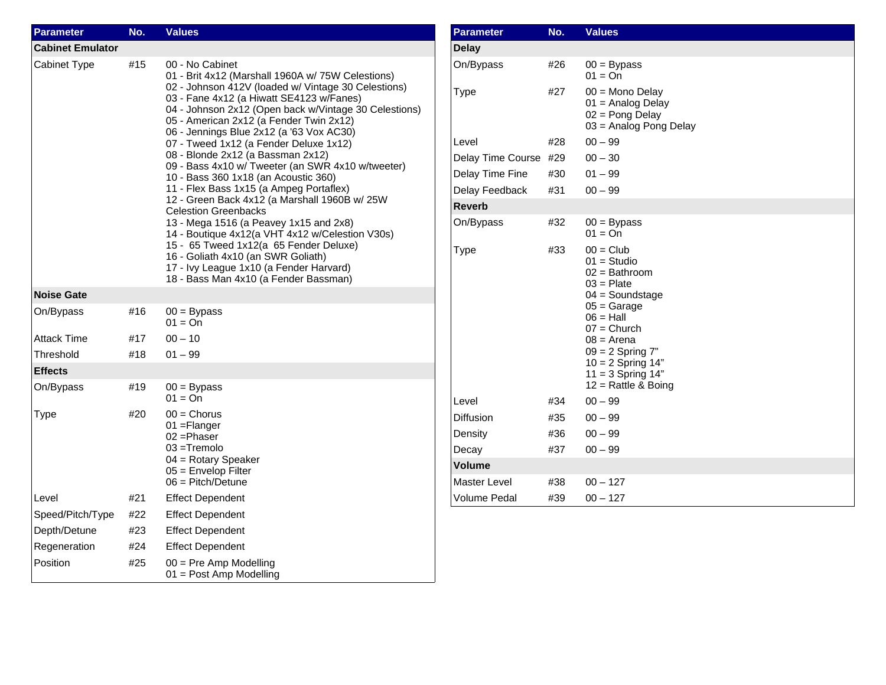| Parameter | No. | Values |
|---|---|---|
| **Cabinet Emulator** | | |
| Cabinet Type | #15 | 00 - No Cabinet<br>01 - Brit 4x12 (Marshall 1960A w/ 75W Celestions)<br>02 - Johnson 412V (loaded w/ Vintage 30 Celestions)<br>03 - Fane 4x12 (a Hiwatt SE4123 w/Fanes)<br>04 - Johnson 2x12 (Open back w/Vintage 30 Celestions)<br>05 - American 2x12 (a Fender Twin 2x12)<br>06 - Jennings Blue 2x12 (a '63 Vox AC30)<br>07 - Tweed 1x12 (a Fender Deluxe 1x12)<br>08 - Blonde 2x12 (a Bassman 2x12)<br>09 - Bass 4x10 w/ Tweeter (an SWR 4x10 w/tweeter)<br>10 - Bass 360 1x18 (an Acoustic 360)<br>11 - Flex Bass 1x15 (a Ampeg Portaflex)<br>12 - Green Back 4x12 (a Marshall 1960B w/ 25W Celestion Greenbacks<br>13 - Mega 1516 (a Peavey 1x15 and 2x8)<br>14 - Boutique 4x12(a VHT 4x12 w/Celestion V30s)<br>15 - 65 Tweed 1x12(a 65 Fender Deluxe)<br>16 - Goliath 4x10 (an SWR Goliath)<br>17 - Ivy League 1x10 (a Fender Harvard)<br>18 - Bass Man 4x10 (a Fender Bassman) |
| **Noise Gate** | | |
| On/Bypass | #16 | 00 = Bypass<br>01 = On |
| Attack Time | #17 | 00 – 10 |
| Threshold | #18 | 01 – 99 |
| **Effects** | | |
| On/Bypass | #19 | 00 = Bypass<br>01 = On |
| Type | #20 | 00 = Chorus<br>01 =Flanger<br>02 =Phaser<br>03 =Tremolo<br>04 = Rotary Speaker<br>05 = Envelop Filter<br>06 = Pitch/Detune |
| Level | #21 | Effect Dependent |
| Speed/Pitch/Type | #22 | Effect Dependent |
| Depth/Detune | #23 | Effect Dependent |
| Regeneration | #24 | Effect Dependent |
| Position | #25 | 00 = Pre Amp Modelling<br>01 = Post Amp Modelling |

| Parameter | No. | Values |
|---|---|---|
| **Delay** | | |
| On/Bypass | #26 | 00 = Bypass<br>01 = On |
| Type | #27 | 00 = Mono Delay<br>01 = Analog Delay<br>02 = Pong Delay<br>03 = Analog Pong Delay |
| Level | #28 | 00 – 99 |
| Delay Time Course | #29 | 00 – 30 |
| Delay Time Fine | #30 | 01 – 99 |
| Delay Feedback | #31 | 00 – 99 |
| **Reverb** | | |
| On/Bypass | #32 | 00 = Bypass<br>01 = On |
| Type | #33 | 00 = Club<br>01 = Studio<br>02 = Bathroom<br>03 = Plate<br>04 = Soundstage<br>05 = Garage<br>06 = Hall<br>07 = Church<br>08 = Arena<br>09 = 2 Spring 7”<br>10 = 2 Spring 14”<br>11 = 3 Spring 14”<br>12 = Rattle & Boing |
| Level | #34 | 00 – 99 |
| Diffusion | #35 | 00 – 99 |
| Density | #36 | 00 – 99 |
| Decay | #37 | 00 – 99 |
| **Volume** | | |
| Master Level | #38 | 00 – 127 |
| Volume Pedal | #39 | 00 – 127 |